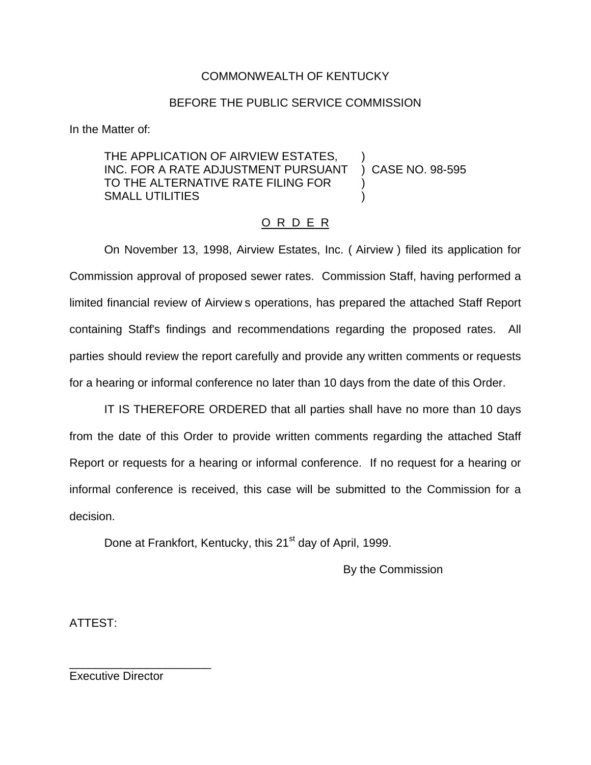COMMONWEALTH OF KENTUCKY

BEFORE THE PUBLIC SERVICE COMMISSION

In the Matter of:

THE APPLICATION OF AIRVIEW ESTATES, INC. FOR A RATE ADJUSTMENT PURSUANT TO THE ALTERNATIVE RATE FILING FOR SMALL UTILITIES ) CASE NO. 98-595

O R D E R

On November 13, 1998, Airview Estates, Inc. ( Airview ) filed its application for Commission approval of proposed sewer rates. Commission Staff, having performed a limited financial review of Airview s operations, has prepared the attached Staff Report containing Staff's findings and recommendations regarding the proposed rates. All parties should review the report carefully and provide any written comments or requests for a hearing or informal conference no later than 10 days from the date of this Order.

IT IS THEREFORE ORDERED that all parties shall have no more than 10 days from the date of this Order to provide written comments regarding the attached Staff Report or requests for a hearing or informal conference. If no request for a hearing or informal conference is received, this case will be submitted to the Commission for a decision.

Done at Frankfort, Kentucky, this 21st day of April, 1999.

By the Commission

ATTEST:

______________________
Executive Director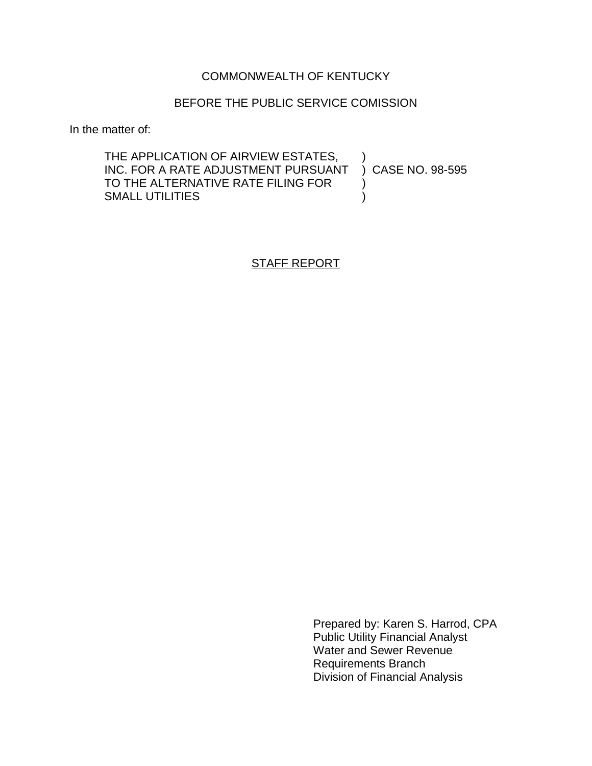COMMONWEALTH OF KENTUCKY

BEFORE THE PUBLIC SERVICE COMISSION

In the matter of:

| | | |
|---|---|---|
| THE APPLICATION OF AIRVIEW ESTATES, INC. FOR A RATE ADJUSTMENT PURSUANT TO THE ALTERNATIVE RATE FILING FOR SMALL UTILITIES | ) ) ) ) | CASE NO. 98-595 |

STAFF REPORT

Prepared by: Karen S. Harrod, CPA
Public Utility Financial Analyst
Water and Sewer Revenue
Requirements Branch
Division of Financial Analysis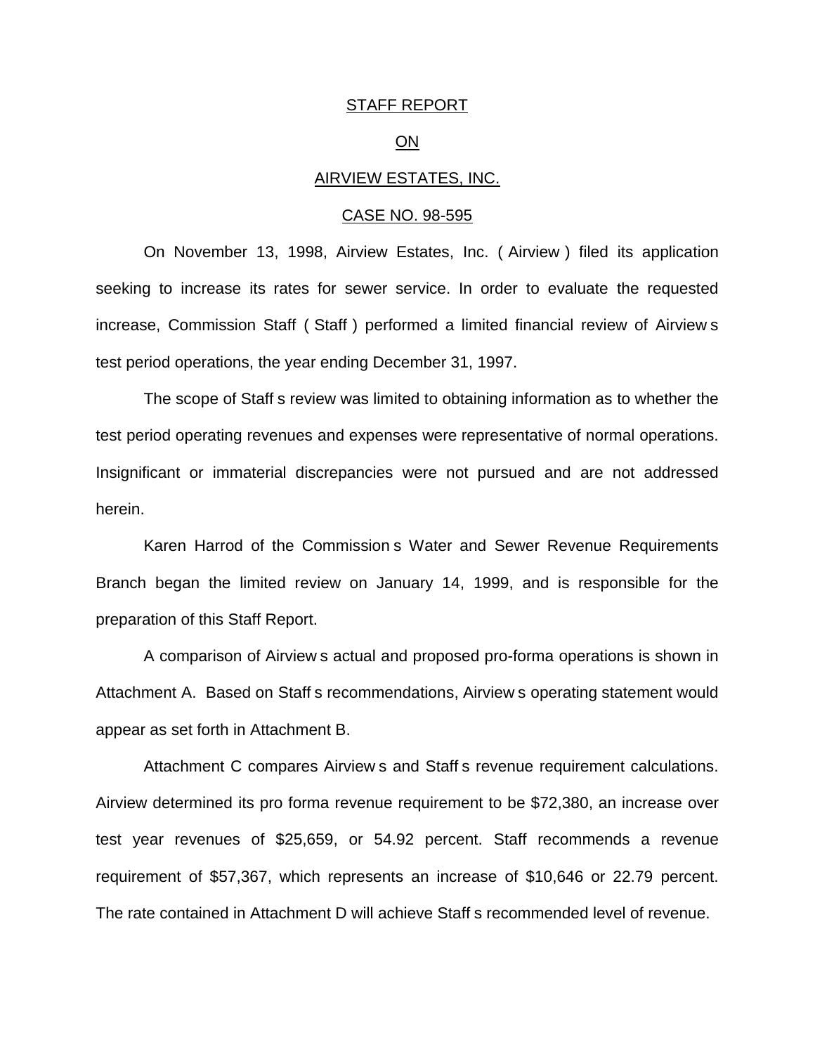STAFF REPORT

ON

AIRVIEW ESTATES, INC.

CASE NO. 98-595

On November 13, 1998, Airview Estates, Inc. ( Airview ) filed its application seeking to increase its rates for sewer service. In order to evaluate the requested increase, Commission Staff ( Staff ) performed a limited financial review of Airview s test period operations, the year ending December 31, 1997.

The scope of Staff s review was limited to obtaining information as to whether the test period operating revenues and expenses were representative of normal operations. Insignificant or immaterial discrepancies were not pursued and are not addressed herein.

Karen Harrod of the Commission s Water and Sewer Revenue Requirements Branch began the limited review on January 14, 1999, and is responsible for the preparation of this Staff Report.

A comparison of Airview s actual and proposed pro-forma operations is shown in Attachment A. Based on Staff s recommendations, Airview s operating statement would appear as set forth in Attachment B.

Attachment C compares Airview s and Staff s revenue requirement calculations. Airview determined its pro forma revenue requirement to be $72,380, an increase over test year revenues of $25,659, or 54.92 percent. Staff recommends a revenue requirement of $57,367, which represents an increase of $10,646 or 22.79 percent. The rate contained in Attachment D will achieve Staff s recommended level of revenue.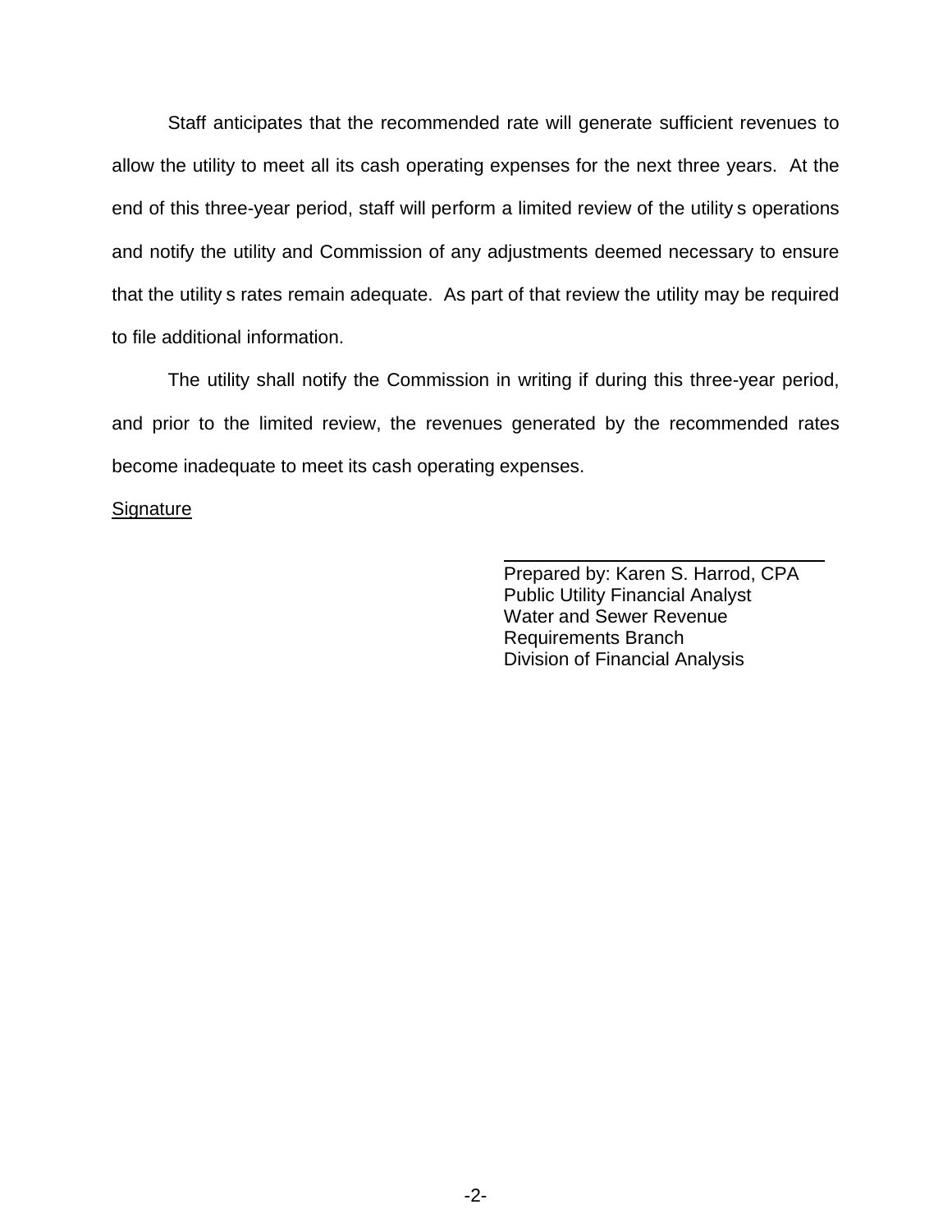Staff anticipates that the recommended rate will generate sufficient revenues to allow the utility to meet all its cash operating expenses for the next three years. At the end of this three-year period, staff will perform a limited review of the utility s operations and notify the utility and Commission of any adjustments deemed necessary to ensure that the utility s rates remain adequate. As part of that review the utility may be required to file additional information.

The utility shall notify the Commission in writing if during this three-year period, and prior to the limited review, the revenues generated by the recommended rates become inadequate to meet its cash operating expenses.

Signature

Prepared by: Karen S. Harrod, CPA
Public Utility Financial Analyst
Water and Sewer Revenue
Requirements Branch
Division of Financial Analysis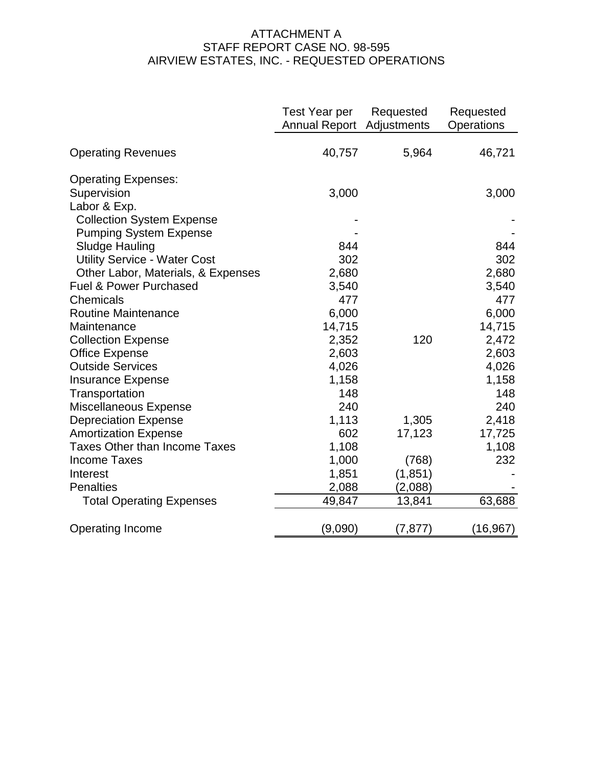ATTACHMENT A
STAFF REPORT CASE NO. 98-595
AIRVIEW ESTATES, INC. - REQUESTED OPERATIONS

| | Test Year per Annual Report | Requested Adjustments | Requested Operations |
|---|---|---|---|
| Operating Revenues | 40,757 | 5,964 | 46,721 |
| Operating Expenses: | | | |
| Supervision | 3,000 | | 3,000 |
| Labor & Exp. | | | |
| Collection System Expense | - | | - |
| Pumping System Expense | - | | - |
| Sludge Hauling | 844 | | 844 |
| Utility Service - Water Cost | 302 | | 302 |
| Other Labor, Materials, & Expenses | 2,680 | | 2,680 |
| Fuel & Power Purchased | 3,540 | | 3,540 |
| Chemicals | 477 | | 477 |
| Routine Maintenance | 6,000 | | 6,000 |
| Maintenance | 14,715 | | 14,715 |
| Collection Expense | 2,352 | 120 | 2,472 |
| Office Expense | 2,603 | | 2,603 |
| Outside Services | 4,026 | | 4,026 |
| Insurance Expense | 1,158 | | 1,158 |
| Transportation | 148 | | 148 |
| Miscellaneous Expense | 240 | | 240 |
| Depreciation Expense | 1,113 | 1,305 | 2,418 |
| Amortization Expense | 602 | 17,123 | 17,725 |
| Taxes Other than Income Taxes | 1,108 | | 1,108 |
| Income Taxes | 1,000 | (768) | 232 |
| Interest | 1,851 | (1,851) | - |
| Penalties | 2,088 | (2,088) | - |
| Total Operating Expenses | 49,847 | 13,841 | 63,688 |
| Operating Income | (9,090) | (7,877) | (16,967) |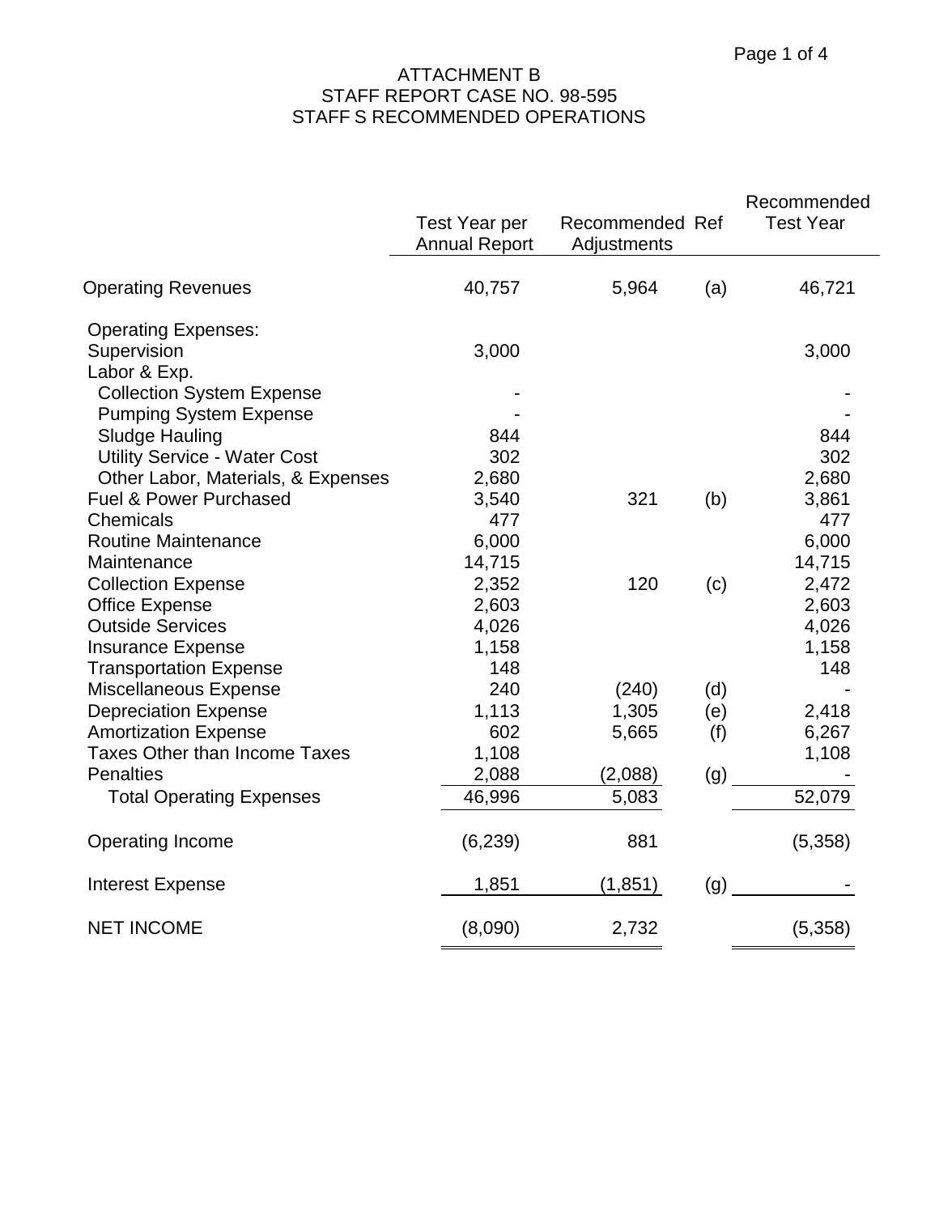ATTACHMENT B
STAFF REPORT CASE NO. 98-595
STAFF S RECOMMENDED OPERATIONS

| | Test Year per Annual Report | Recommended Adjustments | Ref | Recommended Test Year |
|---|---|---|---|---|
| Operating Revenues | 40,757 | 5,964 | (a) | 46,721 |
| Operating Expenses: | | | | |
| Supervision | 3,000 | | | 3,000 |
| Labor & Exp. | | | | |
| Collection System Expense | - | | | - |
| Pumping System Expense | - | | | - |
| Sludge Hauling | 844 | | | 844 |
| Utility Service - Water Cost | 302 | | | 302 |
| Other Labor, Materials, & Expenses | 2,680 | | | 2,680 |
| Fuel & Power Purchased | 3,540 | 321 | (b) | 3,861 |
| Chemicals | 477 | | | 477 |
| Routine Maintenance | 6,000 | | | 6,000 |
| Maintenance | 14,715 | | | 14,715 |
| Collection Expense | 2,352 | 120 | (c) | 2,472 |
| Office Expense | 2,603 | | | 2,603 |
| Outside Services | 4,026 | | | 4,026 |
| Insurance Expense | 1,158 | | | 1,158 |
| Transportation Expense | 148 | | | 148 |
| Miscellaneous Expense | 240 | (240) | (d) | - |
| Depreciation Expense | 1,113 | 1,305 | (e) | 2,418 |
| Amortization Expense | 602 | 5,665 | (f) | 6,267 |
| Taxes Other than Income Taxes | 1,108 | | | 1,108 |
| Penalties | 2,088 | (2,088) | (g) | - |
| Total Operating Expenses | 46,996 | 5,083 | | 52,079 |
| Operating Income | (6,239) | 881 | | (5,358) |
| Interest Expense | 1,851 | (1,851) | (g) | - |
| NET INCOME | (8,090) | 2,732 | | (5,358) |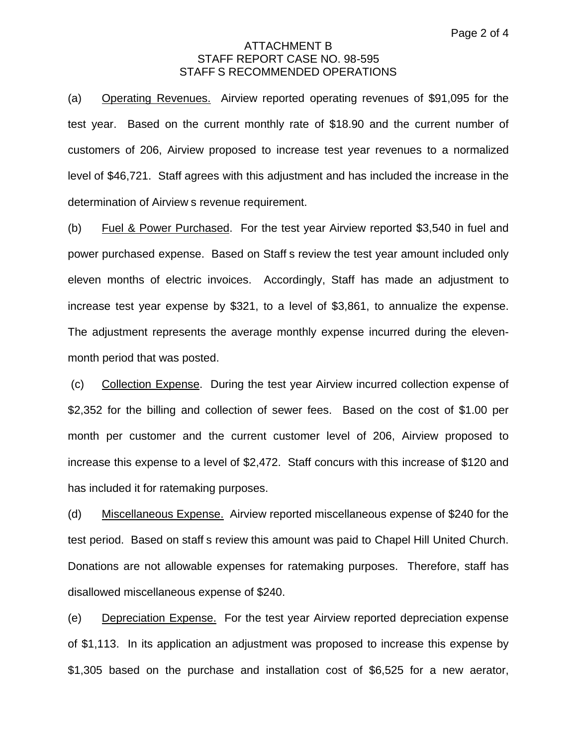ATTACHMENT B
STAFF REPORT CASE NO. 98-595
STAFF S RECOMMENDED OPERATIONS

(a) Operating Revenues. Airview reported operating revenues of $91,095 for the test year. Based on the current monthly rate of $18.90 and the current number of customers of 206, Airview proposed to increase test year revenues to a normalized level of $46,721. Staff agrees with this adjustment and has included the increase in the determination of Airview s revenue requirement.

(b) Fuel & Power Purchased. For the test year Airview reported $3,540 in fuel and power purchased expense. Based on Staff s review the test year amount included only eleven months of electric invoices. Accordingly, Staff has made an adjustment to increase test year expense by $321, to a level of $3,861, to annualize the expense. The adjustment represents the average monthly expense incurred during the eleven-month period that was posted.

(c) Collection Expense. During the test year Airview incurred collection expense of $2,352 for the billing and collection of sewer fees. Based on the cost of $1.00 per month per customer and the current customer level of 206, Airview proposed to increase this expense to a level of $2,472. Staff concurs with this increase of $120 and has included it for ratemaking purposes.

(d) Miscellaneous Expense. Airview reported miscellaneous expense of $240 for the test period. Based on staff s review this amount was paid to Chapel Hill United Church. Donations are not allowable expenses for ratemaking purposes. Therefore, staff has disallowed miscellaneous expense of $240.

(e) Depreciation Expense. For the test year Airview reported depreciation expense of $1,113. In its application an adjustment was proposed to increase this expense by $1,305 based on the purchase and installation cost of $6,525 for a new aerator,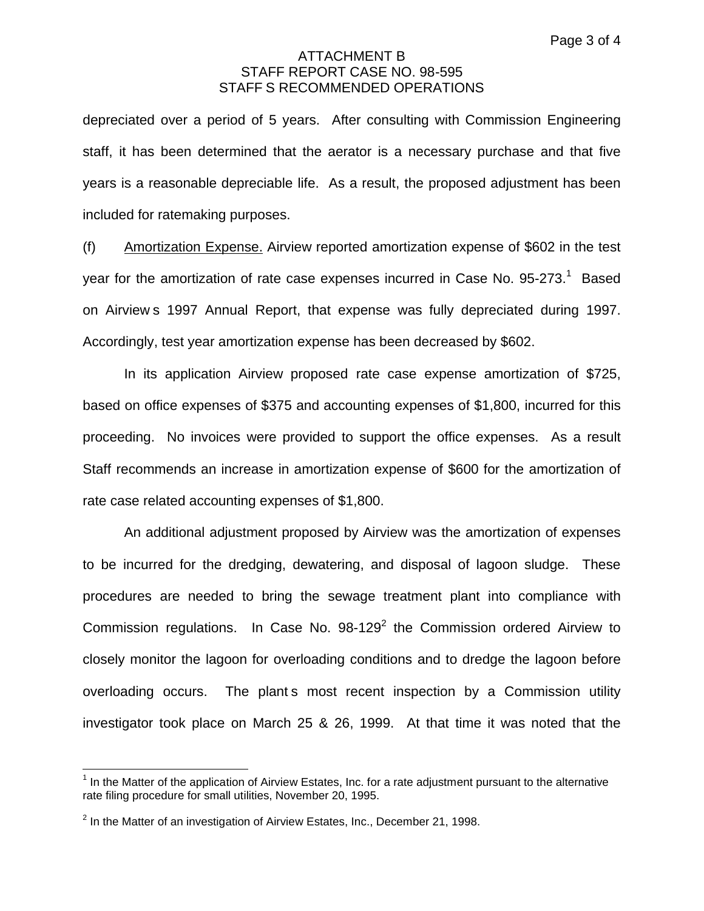depreciated over a period of 5 years. After consulting with Commission Engineering staff, it has been determined that the aerator is a necessary purchase and that five years is a reasonable depreciable life. As a result, the proposed adjustment has been included for ratemaking purposes.

(f) Amortization Expense. Airview reported amortization expense of $602 in the test year for the amortization of rate case expenses incurred in Case No. 95-273.[1] Based on Airview s 1997 Annual Report, that expense was fully depreciated during 1997. Accordingly, test year amortization expense has been decreased by $602.

In its application Airview proposed rate case expense amortization of $725, based on office expenses of $375 and accounting expenses of $1,800, incurred for this proceeding. No invoices were provided to support the office expenses. As a result Staff recommends an increase in amortization expense of $600 for the amortization of rate case related accounting expenses of $1,800.

An additional adjustment proposed by Airview was the amortization of expenses to be incurred for the dredging, dewatering, and disposal of lagoon sludge. These procedures are needed to bring the sewage treatment plant into compliance with Commission regulations. In Case No. 98-129[2] the Commission ordered Airview to closely monitor the lagoon for overloading conditions and to dredge the lagoon before overloading occurs. The plant s most recent inspection by a Commission utility investigator took place on March 25 & 26, 1999. At that time it was noted that the

---

[1] In the Matter of the application of Airview Estates, Inc. for a rate adjustment pursuant to the alternative rate filing procedure for small utilities, November 20, 1995.

[2] In the Matter of an investigation of Airview Estates, Inc., December 21, 1998.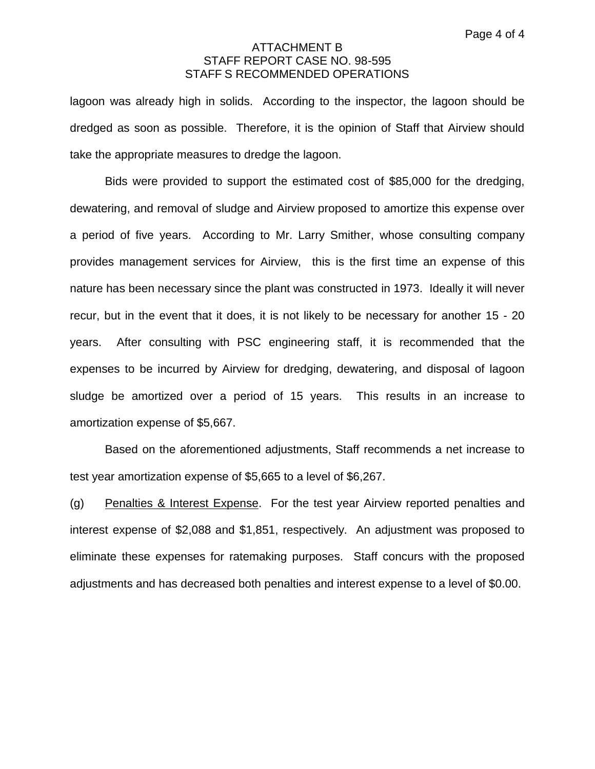lagoon was already high in solids. According to the inspector, the lagoon should be dredged as soon as possible. Therefore, it is the opinion of Staff that Airview should take the appropriate measures to dredge the lagoon.

Bids were provided to support the estimated cost of $85,000 for the dredging, dewatering, and removal of sludge and Airview proposed to amortize this expense over a period of five years. According to Mr. Larry Smither, whose consulting company provides management services for Airview, this is the first time an expense of this nature has been necessary since the plant was constructed in 1973. Ideally it will never recur, but in the event that it does, it is not likely to be necessary for another 15 - 20 years. After consulting with PSC engineering staff, it is recommended that the expenses to be incurred by Airview for dredging, dewatering, and disposal of lagoon sludge be amortized over a period of 15 years. This results in an increase to amortization expense of $5,667.

Based on the aforementioned adjustments, Staff recommends a net increase to test year amortization expense of $5,665 to a level of $6,267.

(g) Penalties & Interest Expense. For the test year Airview reported penalties and interest expense of $2,088 and $1,851, respectively. An adjustment was proposed to eliminate these expenses for ratemaking purposes. Staff concurs with the proposed adjustments and has decreased both penalties and interest expense to a level of $0.00.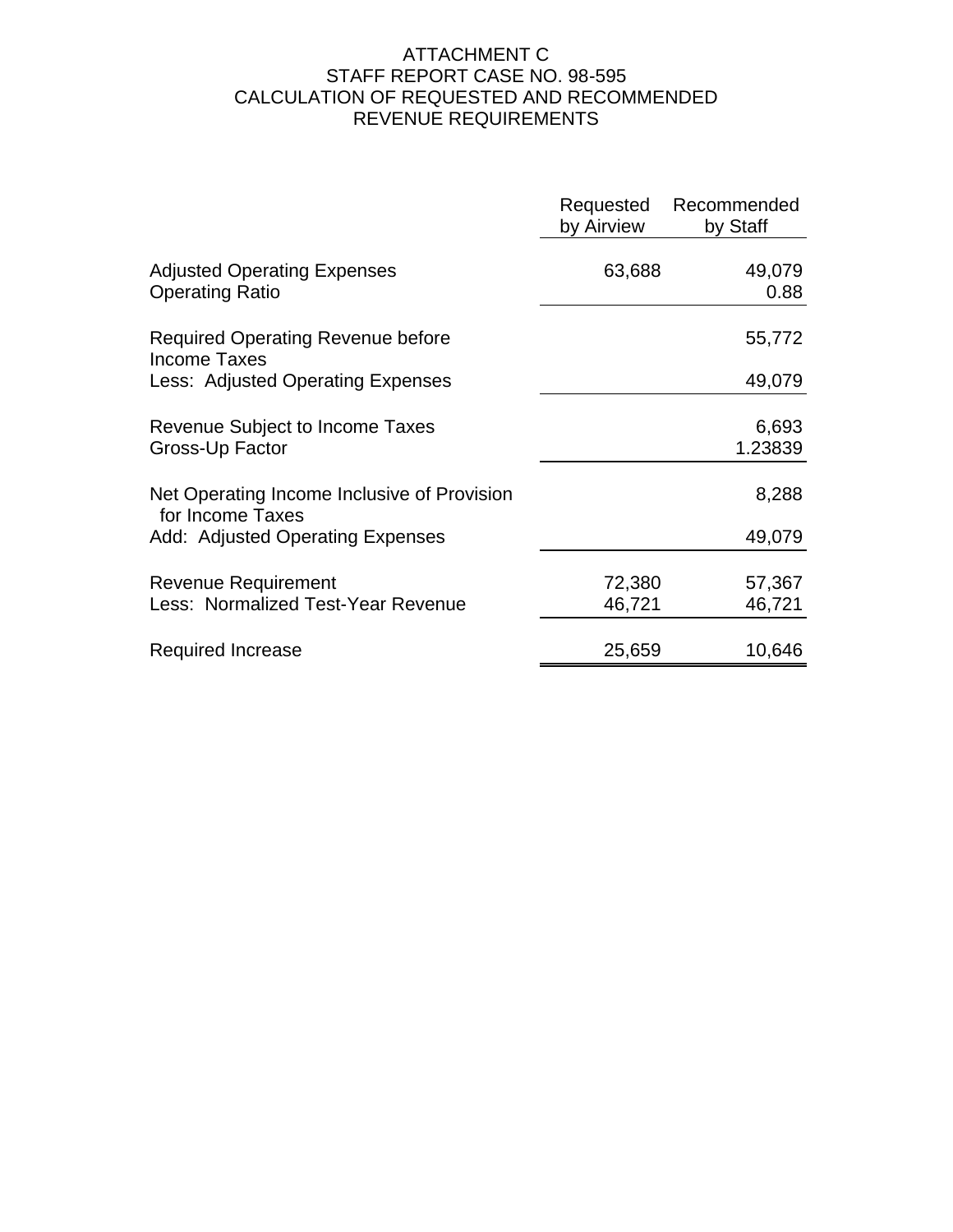# ATTACHMENT C
# STAFF REPORT CASE NO. 98-595
# CALCULATION OF REQUESTED AND RECOMMENDED REVENUE REQUIREMENTS

| | Requested by Airview | Recommended by Staff |
|---|---|---|
| Adjusted Operating Expenses | 63,688 | 49,079 |
| Operating Ratio | | 0.88 |
| Required Operating Revenue before Income Taxes | | 55,772 |
| Less: Adjusted Operating Expenses | | 49,079 |
| Revenue Subject to Income Taxes | | 6,693 |
| Gross-Up Factor | | 1.23839 |
| Net Operating Income Inclusive of Provision for Income Taxes | | 8,288 |
| Add: Adjusted Operating Expenses | | 49,079 |
| Revenue Requirement | 72,380 | 57,367 |
| Less: Normalized Test-Year Revenue | 46,721 | 46,721 |
| Required Increase | 25,659 | 10,646 |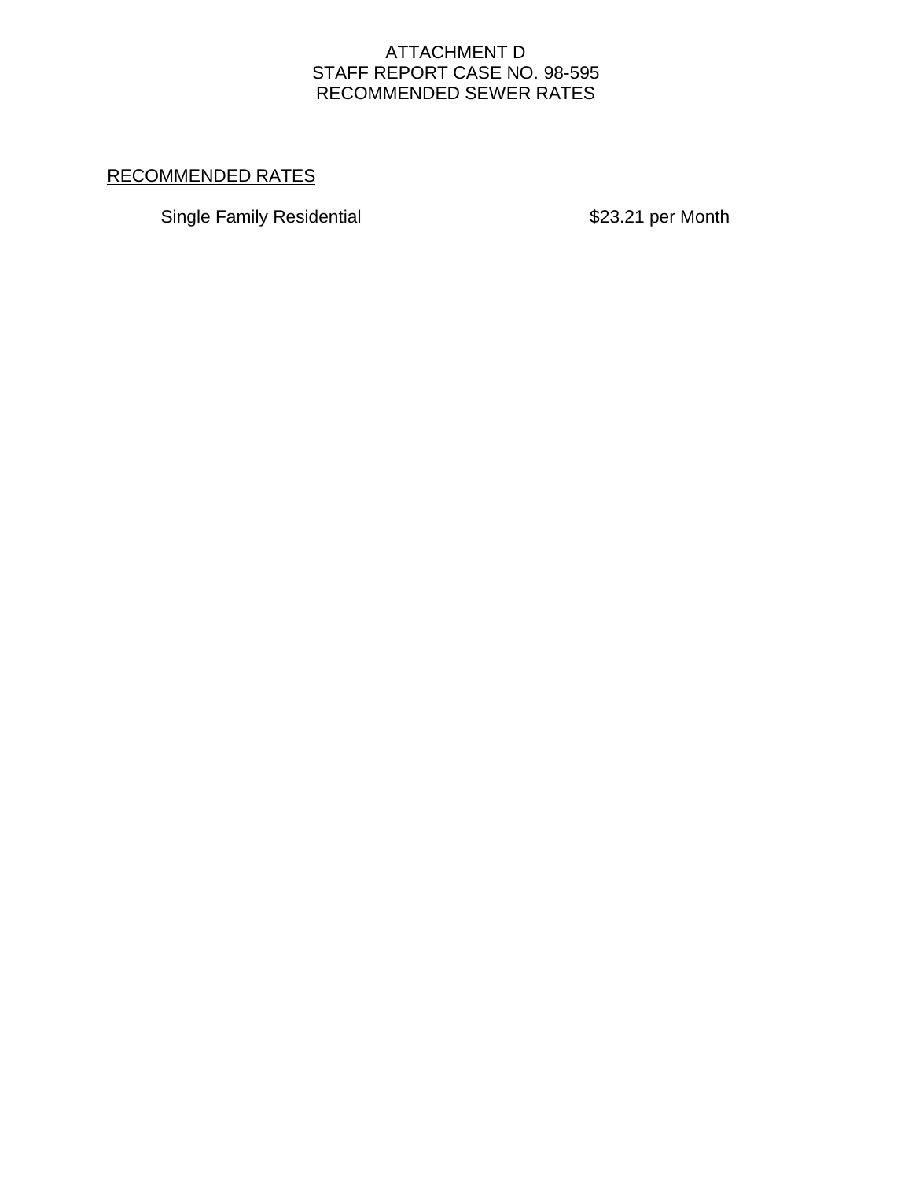ATTACHMENT D
STAFF REPORT CASE NO. 98-595
RECOMMENDED SEWER RATES

<u>RECOMMENDED RATES</u>

| | |
|---|---|
| Single Family Residential | $23.21 per Month |